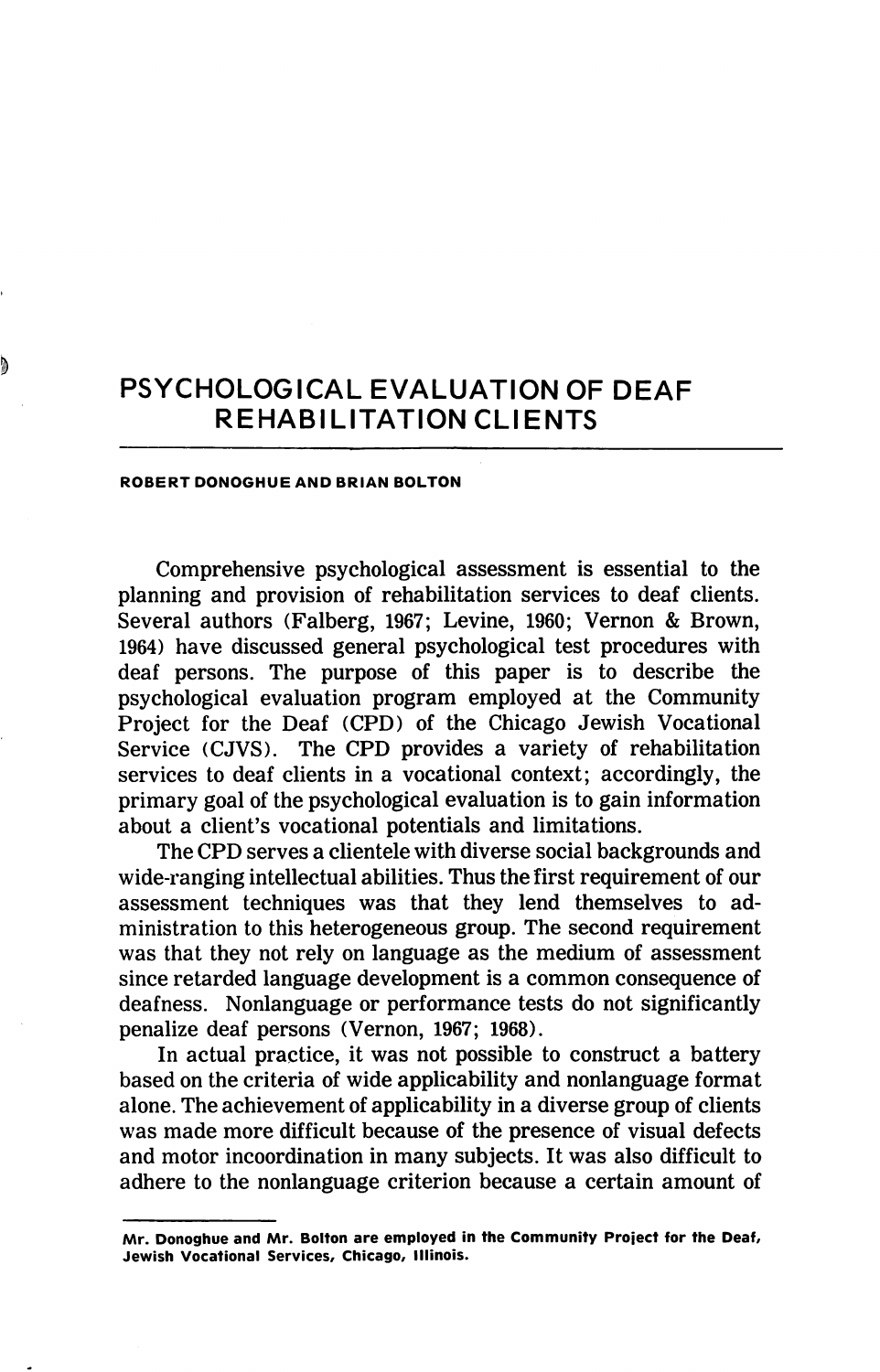# PSYCHOLOGICAL EVALUATION OF DEAF REHABILITATION CLIENTS

**ROBERT DONOGHUE AND BRIAN BOLTON**

Comprehensive psychological assessment is essential to the planning and provision of rehabilitation services to deaf clients. Several authors (Falberg, 1967; Levine, 1960; Vernon & Brown, 1964) have discussed general psychological test procedures with deaf persons. The purpose of this paper is to describe the psychological evaluation program employed at the Community Project for the Deaf (CPD) of the Chicago Jewish Vocational Service (CJVS). The CPD provides a variety of rehabilitation services to deaf clients in a vocational context; accordingly, the primary goal of the psychological evaluation is to gain information about a client's vocational potentials and limitations.

The CPD serves a clientele with diverse social backgrounds and wide-ranging intellectual abilities. Thus the first requirement of our assessment techniques was that they lend themselves to administration to this heterogeneous group. The second requirement was that they not rely on language as the medium of assessment since retarded language development is a common consequence of deafness. Nonlanguage or performance tests do not significantly penalize deaf persons (Vernon, 1967; 1968).

In actual practice, it was not possible to construct a battery based on the criteria of wide applicability and nonlanguage format alone. The achievement of applicability in a diverse group of clients was made more difficult because of the presence of visual defects and motor incoordination in many subjects. It was also difficult to adhere to the nonlanguage criterion because a certain amount of

---

**Mr. Donoghue and Mr. Bolton are employed in the Community Project for the Deaf, Jewish Vocational Services, Chicago, Illinois.**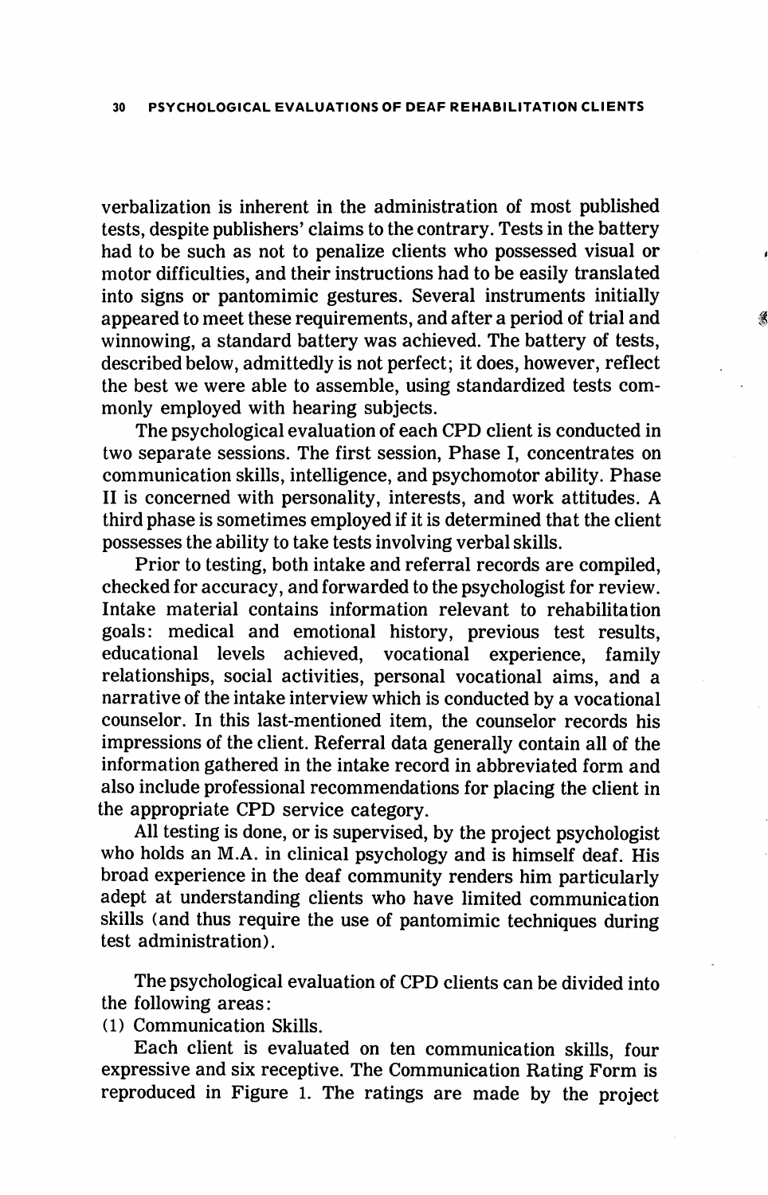verbalization is inherent in the administration of most published tests, despite publishers' claims to the contrary. Tests in the battery had to be such as not to penalize clients who possessed visual or motor difficulties, and their instructions had to be easily translated into signs or pantomimic gestures. Several instruments initially appeared to meet these requirements, and after a period of trial and winnowing, a standard battery was achieved. The battery of tests, described below, admittedly is not perfect; it does, however, reflect the best we were able to assemble, using standardized tests commonly employed with hearing subjects.

The psychological evaluation of each CPD client is conducted in two separate sessions. The first session, Phase I, concentrates on communication skills, intelligence, and psychomotor ability. Phase II is concerned with personality, interests, and work attitudes. A third phase is sometimes employed if it is determined that the client possesses the ability to take tests involving verbal skills.

Prior to testing, both intake and referral records are compiled, checked for accuracy, and forwarded to the psychologist for review. Intake material contains information relevant to rehabilitation goals: medical and emotional history, previous test results, educational levels achieved, vocational experience, family relationships, social activities, personal vocational aims, and a narrative of the intake interview which is conducted by a vocational counselor. In this last-mentioned item, the counselor records his impressions of the client. Referral data generally contain all of the information gathered in the intake record in abbreviated form and also include professional recommendations for placing the client in the appropriate CPD service category.

All testing is done, or is supervised, by the project psychologist who holds an M.A. in clinical psychology and is himself deaf. His broad experience in the deaf community renders him particularly adept at understanding clients who have limited communication skills (and thus require the use of pantomimic techniques during test administration).

The psychological evaluation of CPD clients can be divided into the following areas:

(1) Communication Skills.

Each client is evaluated on ten communication skills, four expressive and six receptive. The Communication Rating Form is reproduced in Figure 1. The ratings are made by the project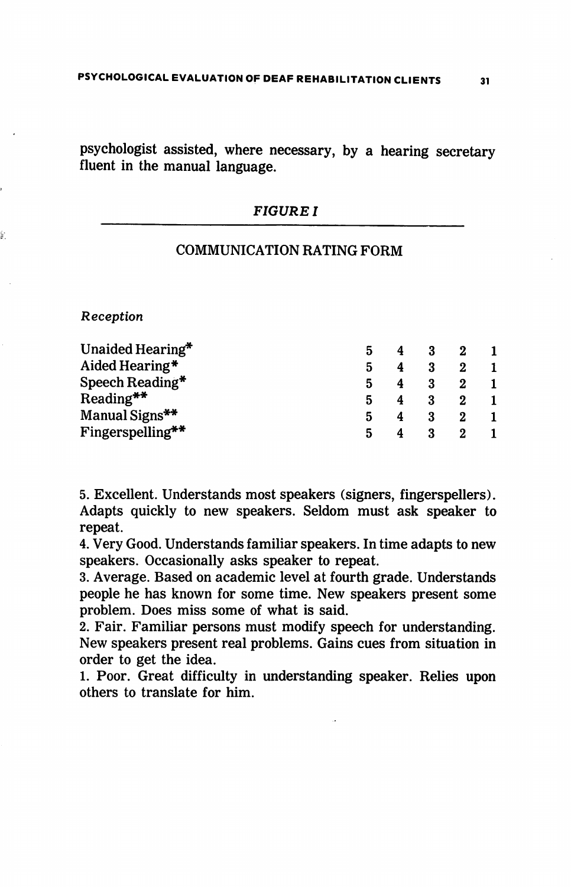psychologist assisted, where necessary, by a hearing secretary fluent in the manual language.

*FIGURE I*

COMMUNICATION RATING FORM

*Reception*

| | | | | | |
|---|---|---|---|---|---|
| Unaided Hearing* | 5 | 4 | 3 | 2 | 1 |
| Aided Hearing* | 5 | 4 | 3 | 2 | 1 |
| Speech Reading* | 5 | 4 | 3 | 2 | 1 |
| Reading** | 5 | 4 | 3 | 2 | 1 |
| Manual Signs** | 5 | 4 | 3 | 2 | 1 |
| Fingerspelling** | 5 | 4 | 3 | 2 | 1 |

5. Excellent. Understands most speakers (signers, fingerspellers). Adapts quickly to new speakers. Seldom must ask speaker to repeat.
4. Very Good. Understands familiar speakers. In time adapts to new speakers. Occasionally asks speaker to repeat.
3. Average. Based on academic level at fourth grade. Understands people he has known for some time. New speakers present some problem. Does miss some of what is said.
2. Fair. Familiar persons must modify speech for understanding. New speakers present real problems. Gains cues from situation in order to get the idea.
1. Poor. Great difficulty in understanding speaker. Relies upon others to translate for him.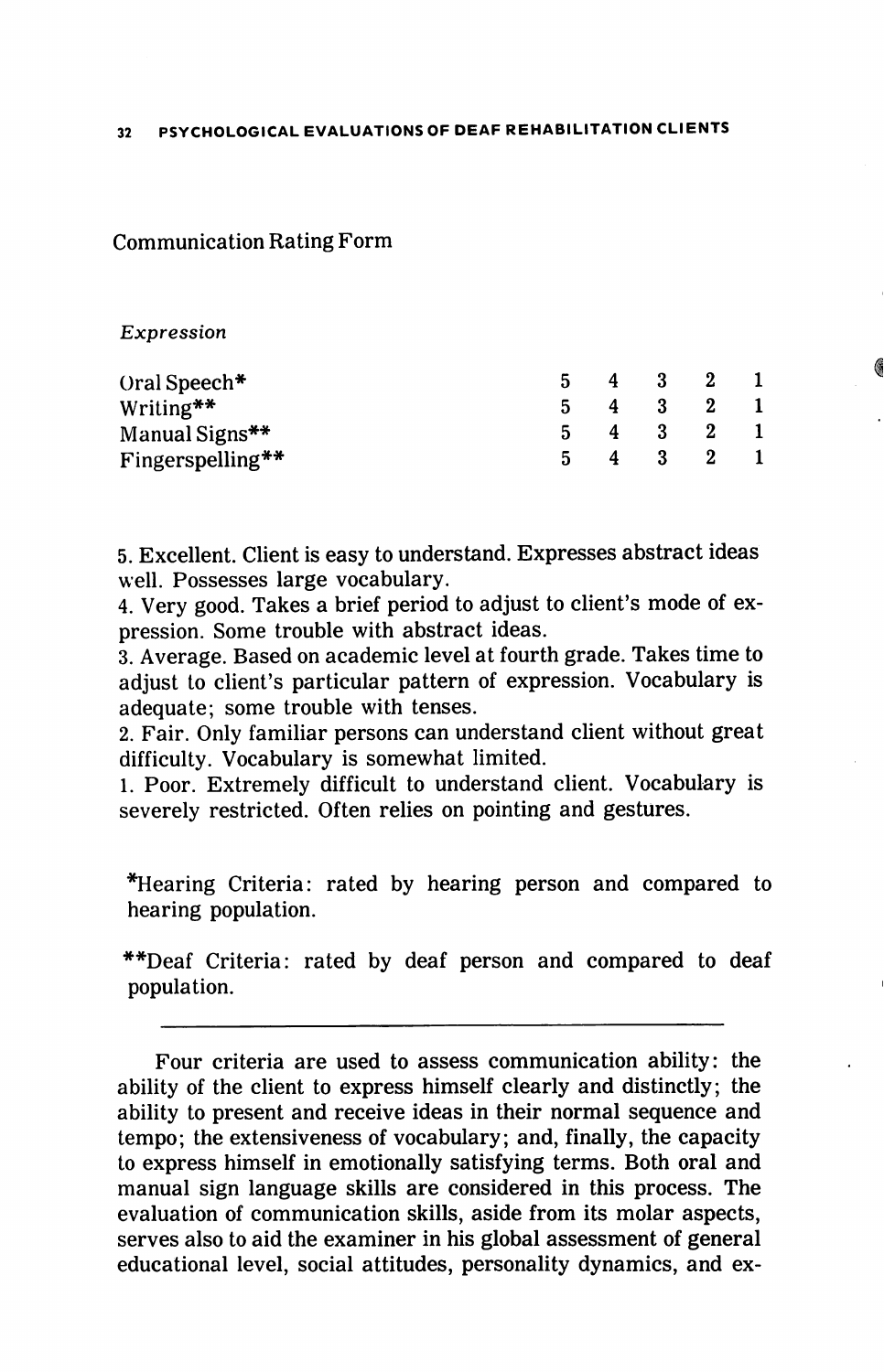## Communication Rating Form

*Expression*

| | | | | | |
|---|---|---|---|---|---|
| Oral Speech* | 5 | 4 | 3 | 2 | 1 |
| Writing** | 5 | 4 | 3 | 2 | 1 |
| Manual Signs** | 5 | 4 | 3 | 2 | 1 |
| Fingerspelling** | 5 | 4 | 3 | 2 | 1 |

5. Excellent. Client is easy to understand. Expresses abstract ideas well. Possesses large vocabulary.
4. Very good. Takes a brief period to adjust to client's mode of expression. Some trouble with abstract ideas.
3. Average. Based on academic level at fourth grade. Takes time to adjust to client's particular pattern of expression. Vocabulary is adequate; some trouble with tenses.
2. Fair. Only familiar persons can understand client without great difficulty. Vocabulary is somewhat limited.
1. Poor. Extremely difficult to understand client. Vocabulary is severely restricted. Often relies on pointing and gestures.

*Hearing Criteria: rated by hearing person and compared to hearing population.

**Deaf Criteria: rated by deaf person and compared to deaf population.

---

Four criteria are used to assess communication ability: the ability of the client to express himself clearly and distinctly; the ability to present and receive ideas in their normal sequence and tempo; the extensiveness of vocabulary; and, finally, the capacity to express himself in emotionally satisfying terms. Both oral and manual sign language skills are considered in this process. The evaluation of communication skills, aside from its molar aspects, serves also to aid the examiner in his global assessment of general educational level, social attitudes, personality dynamics, and ex-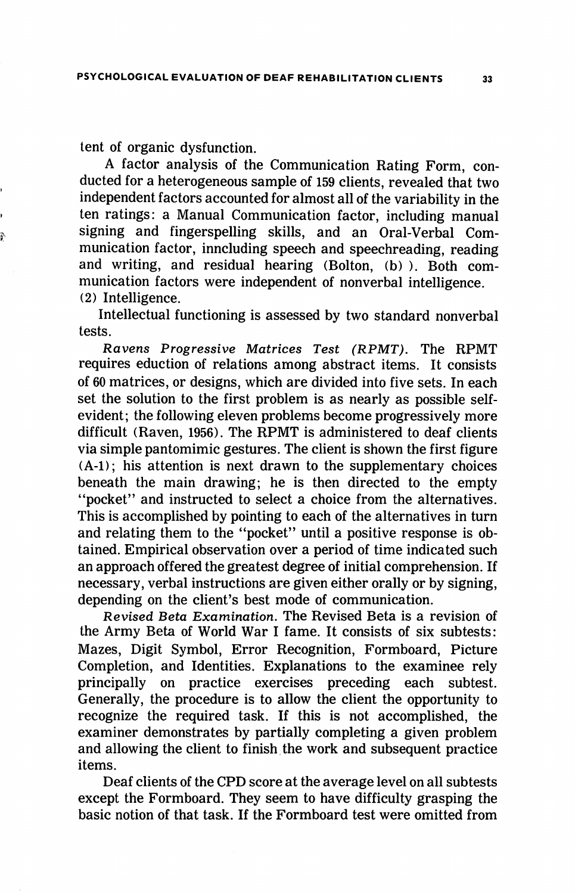tent of organic dysfunction.

A factor analysis of the Communication Rating Form, conducted for a heterogeneous sample of 159 clients, revealed that two independent factors accounted for almost all of the variability in the ten ratings: a Manual Communication factor, including manual signing and fingerspelling skills, and an Oral-Verbal Communication factor, inncluding speech and speechreading, reading and writing, and residual hearing (Bolton, (b) ). Both communication factors were independent of nonverbal intelligence.

(2) Intelligence.

Intellectual functioning is assessed by two standard nonverbal tests.

*Ravens Progressive Matrices Test (RPMT).* The RPMT requires eduction of relations among abstract items. It consists of 60 matrices, or designs, which are divided into five sets. In each set the solution to the first problem is as nearly as possible self-evident; the following eleven problems become progressively more difficult (Raven, 1956). The RPMT is administered to deaf clients via simple pantomimic gestures. The client is shown the first figure (A-1); his attention is next drawn to the supplementary choices beneath the main drawing; he is then directed to the empty "pocket" and instructed to select a choice from the alternatives. This is accomplished by pointing to each of the alternatives in turn and relating them to the "pocket" until a positive response is obtained. Empirical observation over a period of time indicated such an approach offered the greatest degree of initial comprehension. If necessary, verbal instructions are given either orally or by signing, depending on the client's best mode of communication.

*Revised Beta Examination.* The Revised Beta is a revision of the Army Beta of World War I fame. It consists of six subtests: Mazes, Digit Symbol, Error Recognition, Formboard, Picture Completion, and Identities. Explanations to the examinee rely principally on practice exercises preceding each subtest. Generally, the procedure is to allow the client the opportunity to recognize the required task. If this is not accomplished, the examiner demonstrates by partially completing a given problem and allowing the client to finish the work and subsequent practice items.

Deaf clients of the CPD score at the average level on all subtests except the Formboard. They seem to have difficulty grasping the basic notion of that task. If the Formboard test were omitted from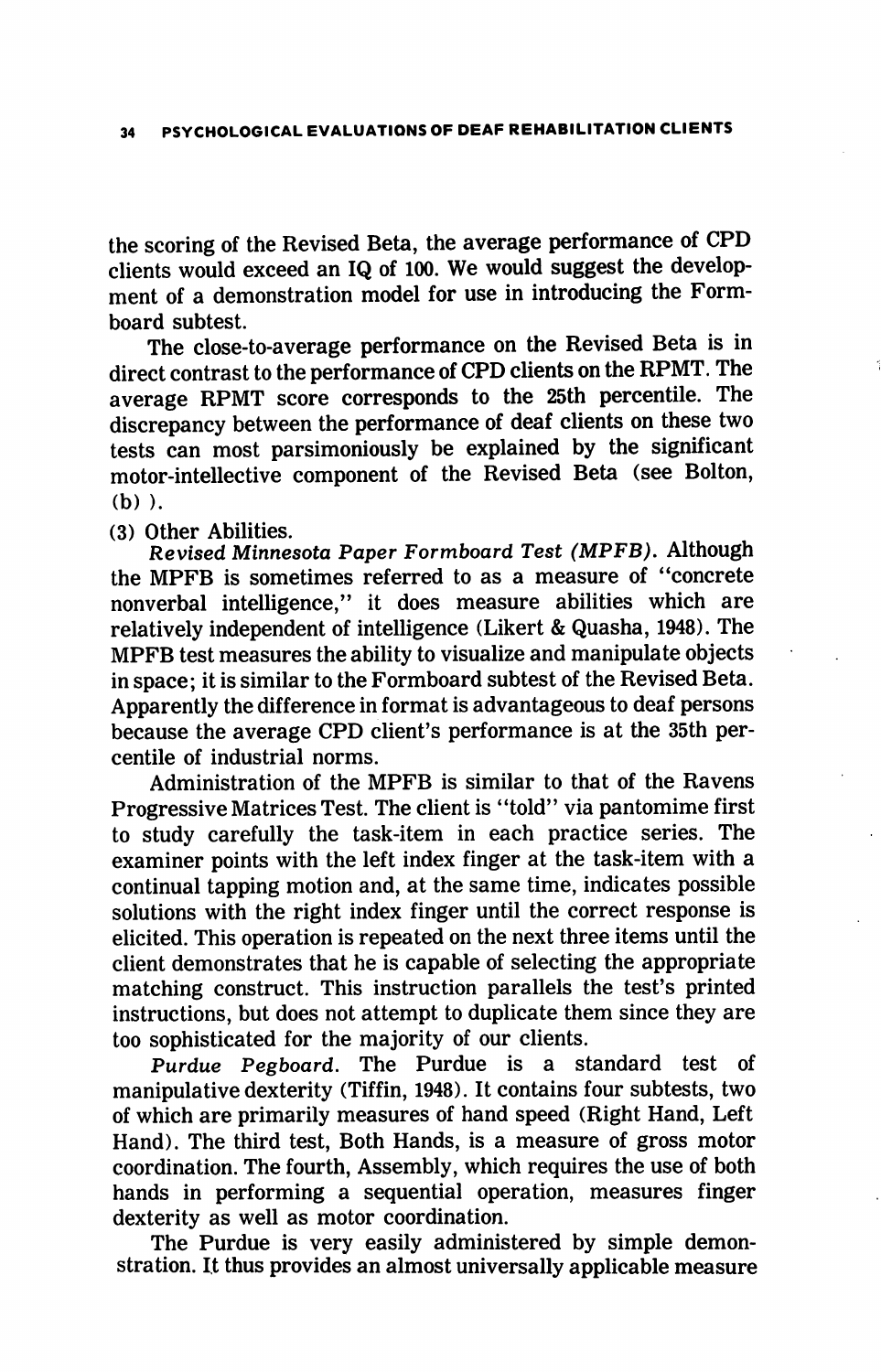the scoring of the Revised Beta, the average performance of CPD clients would exceed an IQ of 100. We would suggest the development of a demonstration model for use in introducing the Formboard subtest.

The close-to-average performance on the Revised Beta is in direct contrast to the performance of CPD clients on the RPMT. The average RPMT score corresponds to the 25th percentile. The discrepancy between the performance of deaf clients on these two tests can most parsimoniously be explained by the significant motor-intellective component of the Revised Beta (see Bolton, (b) ).

(3) Other Abilities.

*Revised Minnesota Paper Formboard Test (MPFB).* Although the MPFB is sometimes referred to as a measure of "concrete nonverbal intelligence," it does measure abilities which are relatively independent of intelligence (Likert & Quasha, 1948). The MPFB test measures the ability to visualize and manipulate objects in space; it is similar to the Formboard subtest of the Revised Beta. Apparently the difference in format is advantageous to deaf persons because the average CPD client's performance is at the 35th percentile of industrial norms.

Administration of the MPFB is similar to that of the Ravens Progressive Matrices Test. The client is "told" via pantomime first to study carefully the task-item in each practice series. The examiner points with the left index finger at the task-item with a continual tapping motion and, at the same time, indicates possible solutions with the right index finger until the correct response is elicited. This operation is repeated on the next three items until the client demonstrates that he is capable of selecting the appropriate matching construct. This instruction parallels the test's printed instructions, but does not attempt to duplicate them since they are too sophisticated for the majority of our clients.

*Purdue Pegboard.* The Purdue is a standard test of manipulative dexterity (Tiffin, 1948). It contains four subtests, two of which are primarily measures of hand speed (Right Hand, Left Hand). The third test, Both Hands, is a measure of gross motor coordination. The fourth, Assembly, which requires the use of both hands in performing a sequential operation, measures finger dexterity as well as motor coordination.

The Purdue is very easily administered by simple demonstration. It thus provides an almost universally applicable measure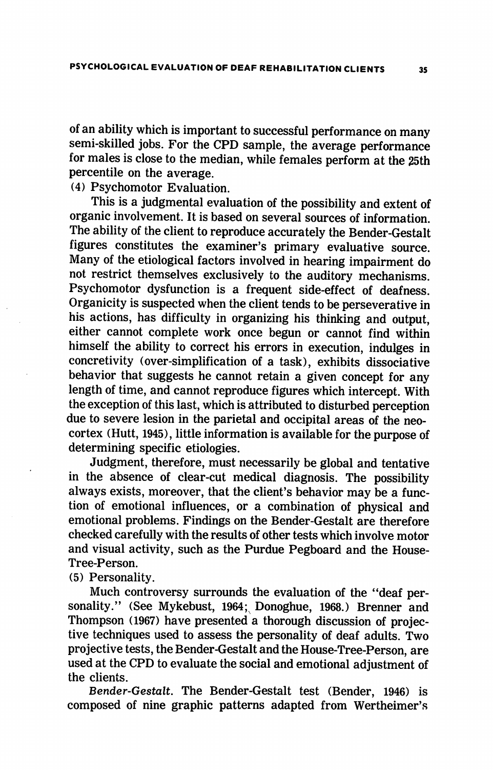of an ability which is important to successful performance on many semi-skilled jobs. For the CPD sample, the average performance for males is close to the median, while females perform at the 25th percentile on the average.

(4) Psychomotor Evaluation.

This is a judgmental evaluation of the possibility and extent of organic involvement. It is based on several sources of information. The ability of the client to reproduce accurately the Bender-Gestalt figures constitutes the examiner's primary evaluative source. Many of the etiological factors involved in hearing impairment do not restrict themselves exclusively to the auditory mechanisms. Psychomotor dysfunction is a frequent side-effect of deafness. Organicity is suspected when the client tends to be perseverative in his actions, has difficulty in organizing his thinking and output, either cannot complete work once begun or cannot find within himself the ability to correct his errors in execution, indulges in concretivity (over-simplification of a task), exhibits dissociative behavior that suggests he cannot retain a given concept for any length of time, and cannot reproduce figures which intercept. With the exception of this last, which is attributed to disturbed perception due to severe lesion in the parietal and occipital areas of the neocortex (Hutt, 1945), little information is available for the purpose of determining specific etiologies.

Judgment, therefore, must necessarily be global and tentative in the absence of clear-cut medical diagnosis. The possibility always exists, moreover, that the client's behavior may be a function of emotional influences, or a combination of physical and emotional problems. Findings on the Bender-Gestalt are therefore checked carefully with the results of other tests which involve motor and visual activity, such as the Purdue Pegboard and the House-Tree-Person.

(5) Personality.

Much controversy surrounds the evaluation of the "deaf personality." (See Mykebust, 1964; Donoghue, 1968.) Brenner and Thompson (1967) have presented a thorough discussion of projective techniques used to assess the personality of deaf adults. Two projective tests, the Bender-Gestalt and the House-Tree-Person, are used at the CPD to evaluate the social and emotional adjustment of the clients.

*Bender-Gestalt.* The Bender-Gestalt test (Bender, 1946) is composed of nine graphic patterns adapted from Wertheimer's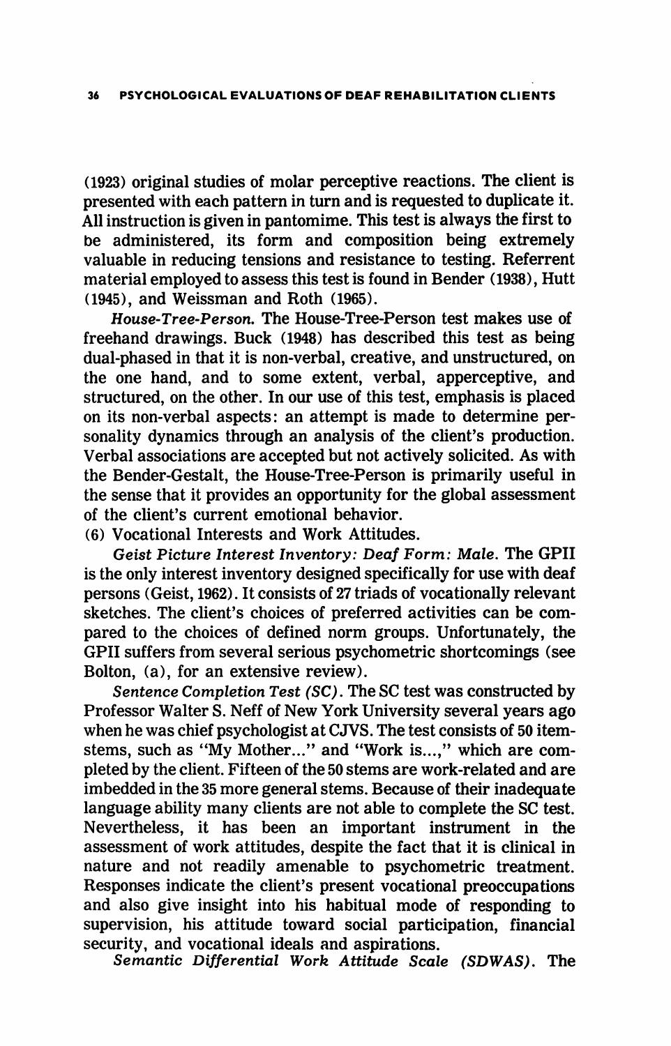(1923) original studies of molar perceptive reactions. The client is presented with each pattern in turn and is requested to duplicate it. All instruction is given in pantomime. This test is always the first to be administered, its form and composition being extremely valuable in reducing tensions and resistance to testing. Referrent material employed to assess this test is found in Bender (1938), Hutt (1945), and Weissman and Roth (1965).

*House-Tree-Person.* The House-Tree-Person test makes use of freehand drawings. Buck (1948) has described this test as being dual-phased in that it is non-verbal, creative, and unstructured, on the one hand, and to some extent, verbal, apperceptive, and structured, on the other. In our use of this test, emphasis is placed on its non-verbal aspects: an attempt is made to determine personality dynamics through an analysis of the client's production. Verbal associations are accepted but not actively solicited. As with the Bender-Gestalt, the House-Tree-Person is primarily useful in the sense that it provides an opportunity for the global assessment of the client's current emotional behavior.

(6) Vocational Interests and Work Attitudes.

*Geist Picture Interest Inventory: Deaf Form: Male.* The GPII is the only interest inventory designed specifically for use with deaf persons (Geist, 1962). It consists of 27 triads of vocationally relevant sketches. The client's choices of preferred activities can be compared to the choices of defined norm groups. Unfortunately, the GPII suffers from several serious psychometric shortcomings (see Bolton, (a), for an extensive review).

*Sentence Completion Test (SC).* The SC test was constructed by Professor Walter S. Neff of New York University several years ago when he was chief psychologist at CJVS. The test consists of 50 item-stems, such as "My Mother..." and "Work is...," which are completed by the client. Fifteen of the 50 stems are work-related and are imbedded in the 35 more general stems. Because of their inadequate language ability many clients are not able to complete the SC test. Nevertheless, it has been an important instrument in the assessment of work attitudes, despite the fact that it is clinical in nature and not readily amenable to psychometric treatment. Responses indicate the client's present vocational preoccupations and also give insight into his habitual mode of responding to supervision, his attitude toward social participation, financial security, and vocational ideals and aspirations.

*Semantic Differential Work Attitude Scale (SDWAS).* The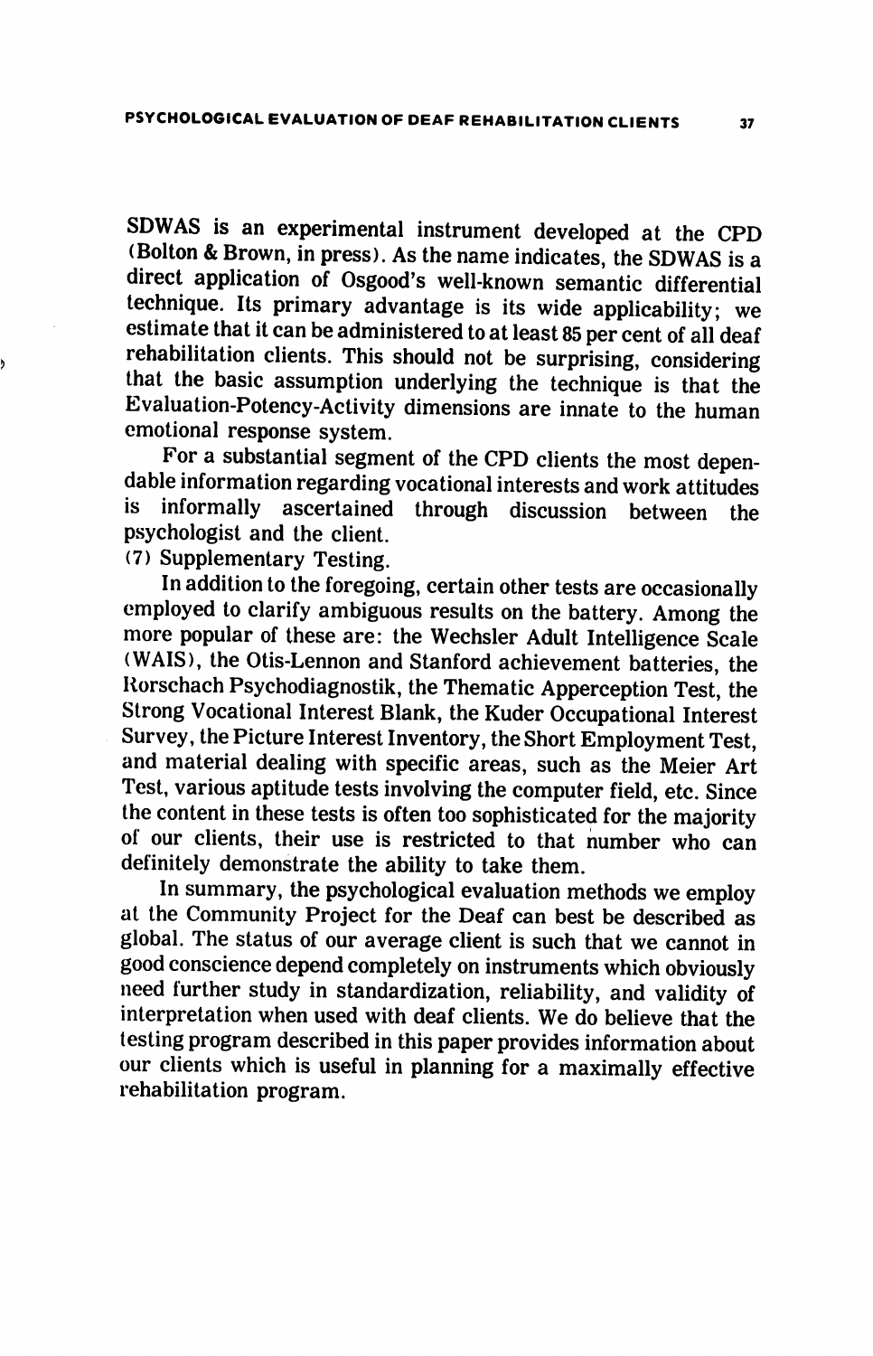SDWAS is an experimental instrument developed at the CPD (Bolton & Brown, in press). As the name indicates, the SDWAS is a direct application of Osgood's well-known semantic differential technique. Its primary advantage is its wide applicability; we estimate that it can be administered to at least 85 per cent of all deaf rehabilitation clients. This should not be surprising, considering that the basic assumption underlying the technique is that the Evaluation-Potency-Activity dimensions are innate to the human emotional response system.

For a substantial segment of the CPD clients the most dependable information regarding vocational interests and work attitudes is informally ascertained through discussion between the psychologist and the client.

(7) Supplementary Testing.

In addition to the foregoing, certain other tests are occasionally employed to clarify ambiguous results on the battery. Among the more popular of these are: the Wechsler Adult Intelligence Scale (WAIS), the Otis-Lennon and Stanford achievement batteries, the Rorschach Psychodiagnostik, the Thematic Apperception Test, the Strong Vocational Interest Blank, the Kuder Occupational Interest Survey, the Picture Interest Inventory, the Short Employment Test, and material dealing with specific areas, such as the Meier Art Test, various aptitude tests involving the computer field, etc. Since the content in these tests is often too sophisticated for the majority of our clients, their use is restricted to that number who can definitely demonstrate the ability to take them.

In summary, the psychological evaluation methods we employ at the Community Project for the Deaf can best be described as global. The status of our average client is such that we cannot in good conscience depend completely on instruments which obviously need further study in standardization, reliability, and validity of interpretation when used with deaf clients. We do believe that the testing program described in this paper provides information about our clients which is useful in planning for a maximally effective rehabilitation program.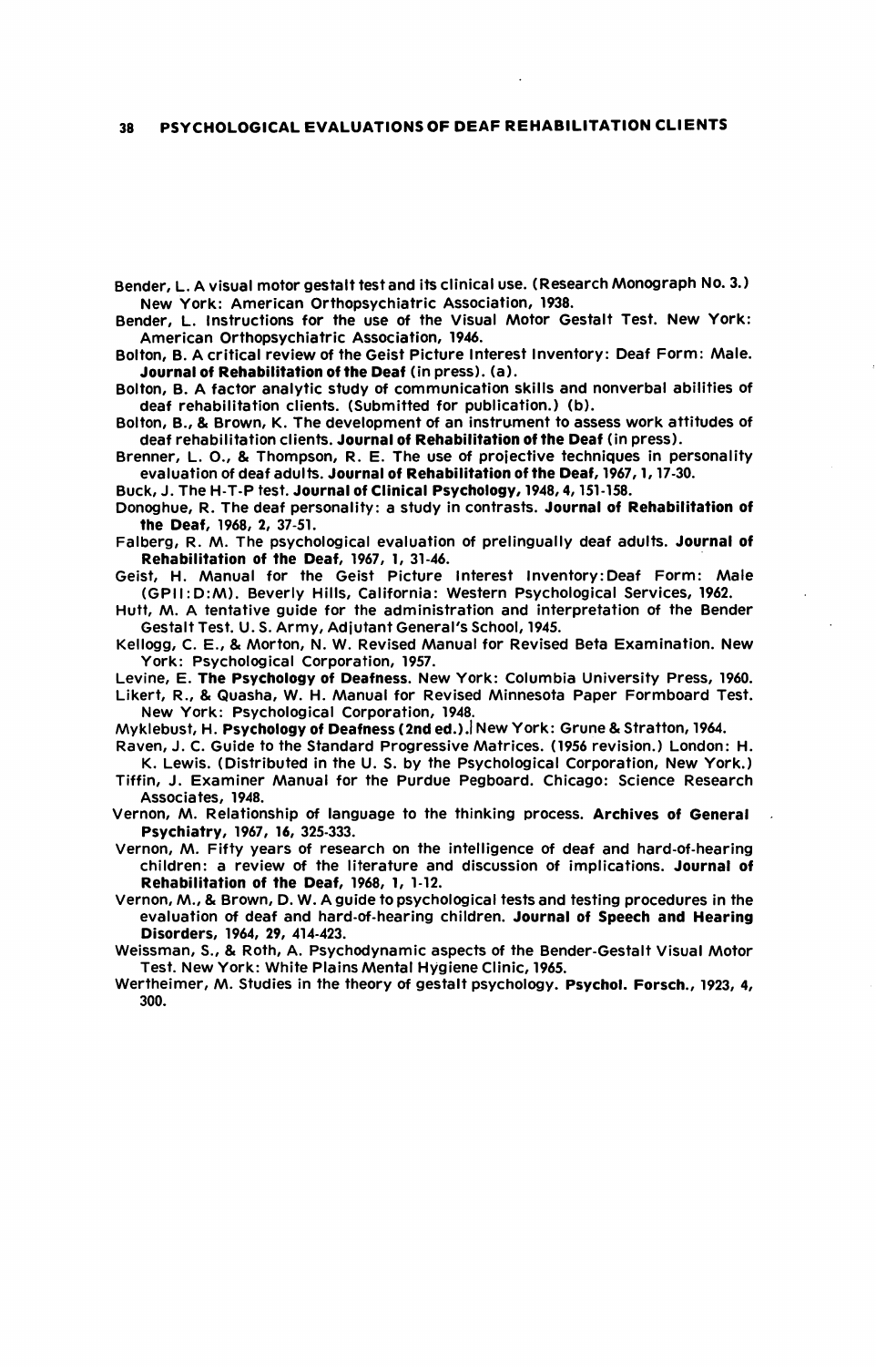Bender, L. A visual motor gestalt test and its clinical use. (Research Monograph No. 3.) New York: American Orthopsychiatric Association, 1938.

Bender, L. Instructions for the use of the Visual Motor Gestalt Test. New York: American Orthopsychiatric Association, 1946.

Bolton, B. A critical review of the Geist Picture Interest Inventory: Deaf Form: Male. **Journal of Rehabilitation of the Deaf** (in press). (a).

Bolton, B. A factor analytic study of communication skills and nonverbal abilities of deaf rehabilitation clients. (Submitted for publication.) (b).

Bolton, B., & Brown, K. The development of an instrument to assess work attitudes of deaf rehabilitation clients. **Journal of Rehabilitation of the Deaf** (in press).

Brenner, L. O., & Thompson, R. E. The use of projective techniques in personality evaluation of deaf adults. **Journal of Rehabilitation of the Deaf, 1967, 1,** 17-30.

Buck, J. The H-T-P test. **Journal of Clinical Psychology, 1948, 4,** 151-158.

Donoghue, R. The deaf personality: a study in contrasts. **Journal of Rehabilitation of the Deaf,** 1968, **2,** 37-51.

Falberg, R. M. The psychological evaluation of prelingually deaf adults. **Journal of Rehabilitation of the Deaf,** 1967, **1,** 31-46.

Geist, H. Manual for the Geist Picture Interest Inventory:Deaf Form: Male (GPII:D:M). Beverly Hills, California: Western Psychological Services, 1962.

Hutt, M. A tentative guide for the administration and interpretation of the Bender Gestalt Test. U. S. Army, Adjutant General's School, 1945.

Kellogg, C. E., & Morton, N. W. Revised Manual for Revised Beta Examination. New York: Psychological Corporation, 1957.

Levine, E. **The Psychology of Deafness.** New York: Columbia University Press, 1960.

Likert, R., & Quasha, W. H. Manual for Revised Minnesota Paper Formboard Test. New York: Psychological Corporation, 1948.

Myklebust, H. **Psychology of Deafness (2nd ed.).** New York: Grune & Stratton, 1964.

Raven, J. C. Guide to the Standard Progressive Matrices. (1956 revision.) London: H. K. Lewis. (Distributed in the U. S. by the Psychological Corporation, New York.)

Tiffin, J. Examiner Manual for the Purdue Pegboard. Chicago: Science Research Associates, 1948.

Vernon, M. Relationship of language to the thinking process. **Archives of General Psychiatry,** 1967, **16,** 325-333.

Vernon, M. Fifty years of research on the intelligence of deaf and hard-of-hearing children: a review of the literature and discussion of implications. **Journal of Rehabilitation of the Deaf,** 1968, **1,** 1-12.

Vernon, M., & Brown, D. W. A guide to psychological tests and testing procedures in the evaluation of deaf and hard-of-hearing children. **Journal of Speech and Hearing Disorders,** 1964, **29,** 414-423.

Weissman, S., & Roth, A. Psychodynamic aspects of the Bender-Gestalt Visual Motor Test. New York: White Plains Mental Hygiene Clinic, 1965.

Wertheimer, M. Studies in the theory of gestalt psychology. **Psychol. Forsch.,** 1923, **4,** 300.